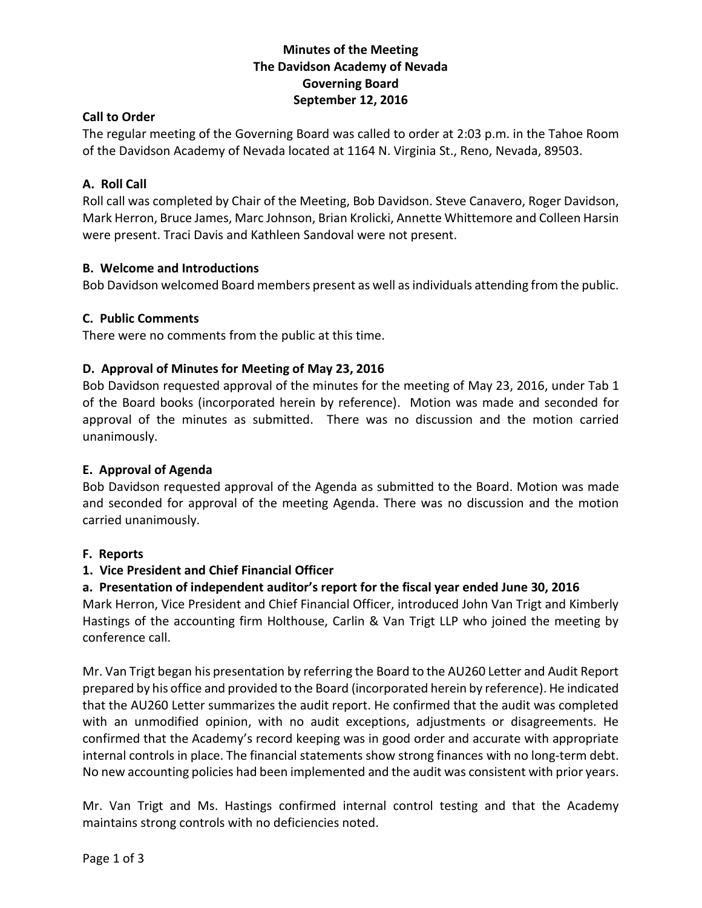# Minutes of the Meeting
# The Davidson Academy of Nevada
# Governing Board
# September 12, 2016

**Call to Order**

The regular meeting of the Governing Board was called to order at 2:03 p.m. in the Tahoe Room of the Davidson Academy of Nevada located at 1164 N. Virginia St., Reno, Nevada, 89503.

## A. Roll Call

Roll call was completed by Chair of the Meeting, Bob Davidson. Steve Canavero, Roger Davidson, Mark Herron, Bruce James, Marc Johnson, Brian Krolicki, Annette Whittemore and Colleen Harsin were present. Traci Davis and Kathleen Sandoval were not present.

## B. Welcome and Introductions

Bob Davidson welcomed Board members present as well as individuals attending from the public.

## C. Public Comments

There were no comments from the public at this time.

## D. Approval of Minutes for Meeting of May 23, 2016

Bob Davidson requested approval of the minutes for the meeting of May 23, 2016, under Tab 1 of the Board books (incorporated herein by reference). Motion was made and seconded for approval of the minutes as submitted. There was no discussion and the motion carried unanimously.

## E. Approval of Agenda

Bob Davidson requested approval of the Agenda as submitted to the Board. Motion was made and seconded for approval of the meeting Agenda. There was no discussion and the motion carried unanimously.

## F. Reports

### 1. Vice President and Chief Financial Officer

#### a. Presentation of independent auditor's report for the fiscal year ended June 30, 2016

Mark Herron, Vice President and Chief Financial Officer, introduced John Van Trigt and Kimberly Hastings of the accounting firm Holthouse, Carlin & Van Trigt LLP who joined the meeting by conference call.

Mr. Van Trigt began his presentation by referring the Board to the AU260 Letter and Audit Report prepared by his office and provided to the Board (incorporated herein by reference). He indicated that the AU260 Letter summarizes the audit report. He confirmed that the audit was completed with an unmodified opinion, with no audit exceptions, adjustments or disagreements. He confirmed that the Academy's record keeping was in good order and accurate with appropriate internal controls in place. The financial statements show strong finances with no long-term debt. No new accounting policies had been implemented and the audit was consistent with prior years.

Mr. Van Trigt and Ms. Hastings confirmed internal control testing and that the Academy maintains strong controls with no deficiencies noted.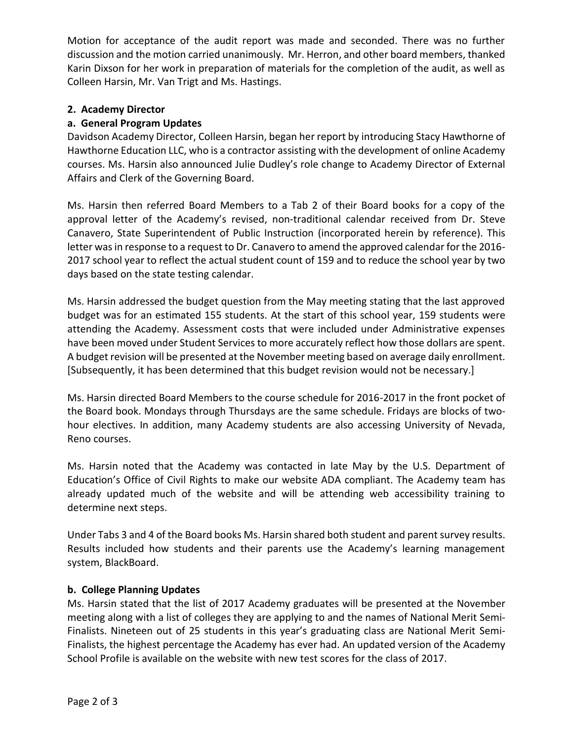Motion for acceptance of the audit report was made and seconded. There was no further discussion and the motion carried unanimously. Mr. Herron, and other board members, thanked Karin Dixson for her work in preparation of materials for the completion of the audit, as well as Colleen Harsin, Mr. Van Trigt and Ms. Hastings.

**2. Academy Director**

**a. General Program Updates**

Davidson Academy Director, Colleen Harsin, began her report by introducing Stacy Hawthorne of Hawthorne Education LLC, who is a contractor assisting with the development of online Academy courses. Ms. Harsin also announced Julie Dudley's role change to Academy Director of External Affairs and Clerk of the Governing Board.

Ms. Harsin then referred Board Members to a Tab 2 of their Board books for a copy of the approval letter of the Academy's revised, non-traditional calendar received from Dr. Steve Canavero, State Superintendent of Public Instruction (incorporated herein by reference). This letter was in response to a request to Dr. Canavero to amend the approved calendar for the 2016-2017 school year to reflect the actual student count of 159 and to reduce the school year by two days based on the state testing calendar.

Ms. Harsin addressed the budget question from the May meeting stating that the last approved budget was for an estimated 155 students. At the start of this school year, 159 students were attending the Academy. Assessment costs that were included under Administrative expenses have been moved under Student Services to more accurately reflect how those dollars are spent. A budget revision will be presented at the November meeting based on average daily enrollment. [Subsequently, it has been determined that this budget revision would not be necessary.]

Ms. Harsin directed Board Members to the course schedule for 2016-2017 in the front pocket of the Board book. Mondays through Thursdays are the same schedule. Fridays are blocks of two-hour electives. In addition, many Academy students are also accessing University of Nevada, Reno courses.

Ms. Harsin noted that the Academy was contacted in late May by the U.S. Department of Education's Office of Civil Rights to make our website ADA compliant. The Academy team has already updated much of the website and will be attending web accessibility training to determine next steps.

Under Tabs 3 and 4 of the Board books Ms. Harsin shared both student and parent survey results. Results included how students and their parents use the Academy's learning management system, BlackBoard.

**b. College Planning Updates**

Ms. Harsin stated that the list of 2017 Academy graduates will be presented at the November meeting along with a list of colleges they are applying to and the names of National Merit Semi-Finalists. Nineteen out of 25 students in this year's graduating class are National Merit Semi-Finalists, the highest percentage the Academy has ever had. An updated version of the Academy School Profile is available on the website with new test scores for the class of 2017.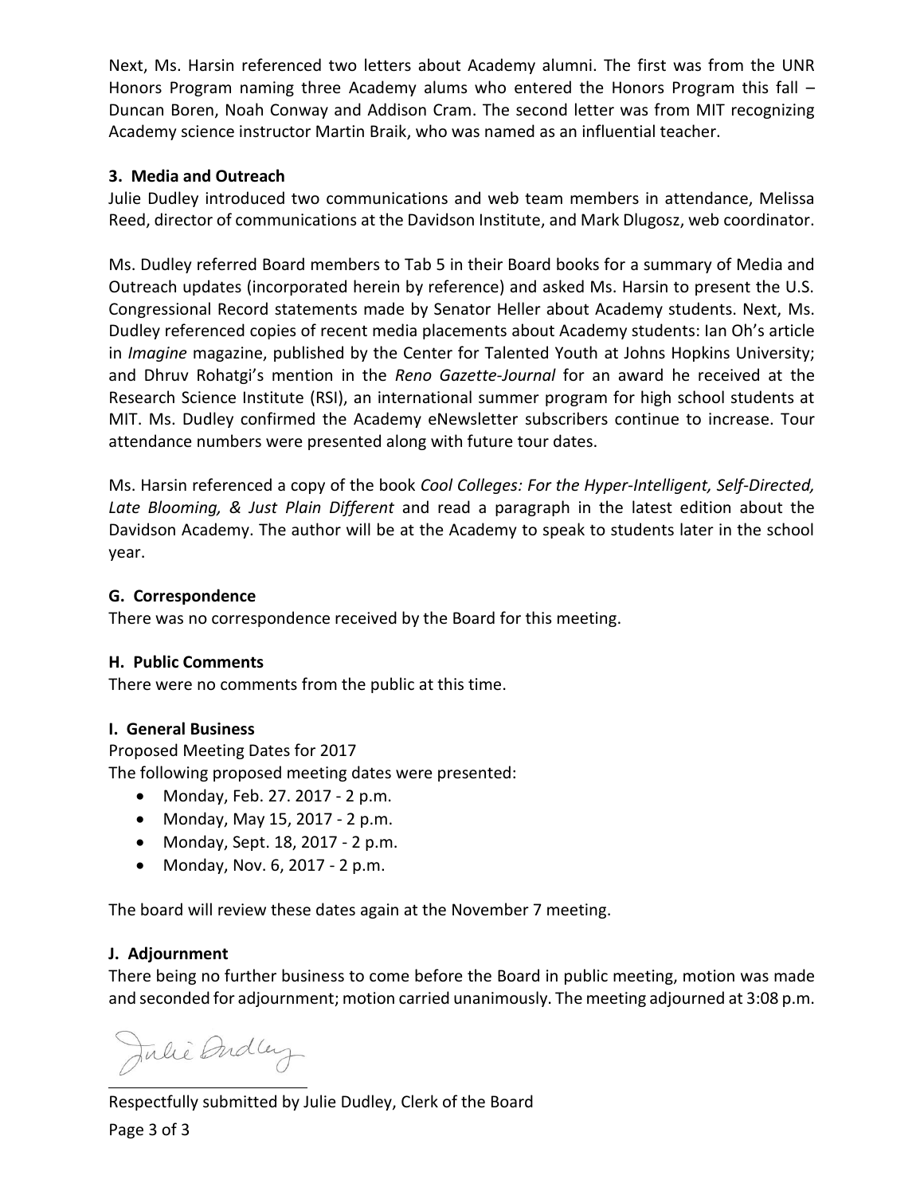Next, Ms. Harsin referenced two letters about Academy alumni. The first was from the UNR Honors Program naming three Academy alums who entered the Honors Program this fall – Duncan Boren, Noah Conway and Addison Cram. The second letter was from MIT recognizing Academy science instructor Martin Braik, who was named as an influential teacher.

**3. Media and Outreach**

Julie Dudley introduced two communications and web team members in attendance, Melissa Reed, director of communications at the Davidson Institute, and Mark Dlugosz, web coordinator.

Ms. Dudley referred Board members to Tab 5 in their Board books for a summary of Media and Outreach updates (incorporated herein by reference) and asked Ms. Harsin to present the U.S. Congressional Record statements made by Senator Heller about Academy students. Next, Ms. Dudley referenced copies of recent media placements about Academy students: Ian Oh's article in *Imagine* magazine, published by the Center for Talented Youth at Johns Hopkins University; and Dhruv Rohatgi's mention in the *Reno Gazette-Journal* for an award he received at the Research Science Institute (RSI), an international summer program for high school students at MIT. Ms. Dudley confirmed the Academy eNewsletter subscribers continue to increase. Tour attendance numbers were presented along with future tour dates.

Ms. Harsin referenced a copy of the book *Cool Colleges: For the Hyper-Intelligent, Self-Directed, Late Blooming, & Just Plain Different* and read a paragraph in the latest edition about the Davidson Academy. The author will be at the Academy to speak to students later in the school year.

**G. Correspondence**

There was no correspondence received by the Board for this meeting.

**H. Public Comments**

There were no comments from the public at this time.

**I. General Business**

Proposed Meeting Dates for 2017

The following proposed meeting dates were presented:

- Monday, Feb. 27. 2017 - 2 p.m.
- Monday, May 15, 2017 - 2 p.m.
- Monday, Sept. 18, 2017 - 2 p.m.
- Monday, Nov. 6, 2017 - 2 p.m.

The board will review these dates again at the November 7 meeting.

**J. Adjournment**

There being no further business to come before the Board in public meeting, motion was made and seconded for adjournment; motion carried unanimously. The meeting adjourned at 3:08 p.m.

Julie Dudley

Respectfully submitted by Julie Dudley, Clerk of the Board